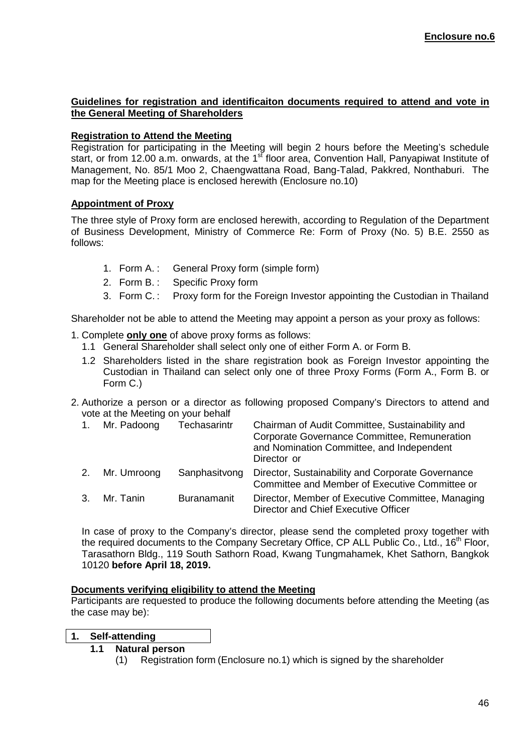**Enclosure no.6**

## Guidelines for registration and identificaiton documents required to attend and vote in the General Meeting of Shareholders

### Registration to Attend the Meeting

Registration for participating in the Meeting will begin 2 hours before the Meeting's schedule start, or from 12.00 a.m. onwards, at the 1st floor area, Convention Hall, Panyapiwat Institute of Management, No. 85/1 Moo 2, Chaengwattana Road, Bang-Talad, Pakkred, Nonthaburi. The map for the Meeting place is enclosed herewith (Enclosure no.10)

### Appointment of Proxy

The three style of Proxy form are enclosed herewith, according to Regulation of the Department of Business Development, Ministry of Commerce Re: Form of Proxy (No. 5) B.E. 2550 as follows:

1. Form A. : General Proxy form (simple form)
2. Form B. : Specific Proxy form
3. Form C. : Proxy form for the Foreign Investor appointing the Custodian in Thailand

Shareholder not be able to attend the Meeting may appoint a person as your proxy as follows:

1. Complete **only one** of above proxy forms as follows:
   - 1.1 General Shareholder shall select only one of either Form A. or Form B.
   - 1.2 Shareholders listed in the share registration book as Foreign Investor appointing the Custodian in Thailand can select only one of three Proxy Forms (Form A., Form B. or Form C.)
2. Authorize a person or a director as following proposed Company's Directors to attend and vote at the Meeting on your behalf

| | | | |
|---|---|---|---|
| 1. | Mr. Padoong | Techasarintr | Chairman of Audit Committee, Sustainability and Corporate Governance Committee, Remuneration and Nomination Committee, and Independent Director or |
| 2. | Mr. Umroong | Sanphasitvong | Director, Sustainability and Corporate Governance Committee and Member of Executive Committee or |
| 3. | Mr. Tanin | Buranamanit | Director, Member of Executive Committee, Managing Director and Chief Executive Officer |

In case of proxy to the Company's director, please send the completed proxy together with the required documents to the Company Secretary Office, CP ALL Public Co., Ltd., 16th Floor, Tarasathorn Bldg., 119 South Sathorn Road, Kwang Tungmahamek, Khet Sathorn, Bangkok 10120 **before April 18, 2019.**

### Documents verifying eligibility to attend the Meeting

Participants are requested to produce the following documents before attending the Meeting (as the case may be):

**1. Self-attending**

**1.1 Natural person**

(1) Registration form (Enclosure no.1) which is signed by the shareholder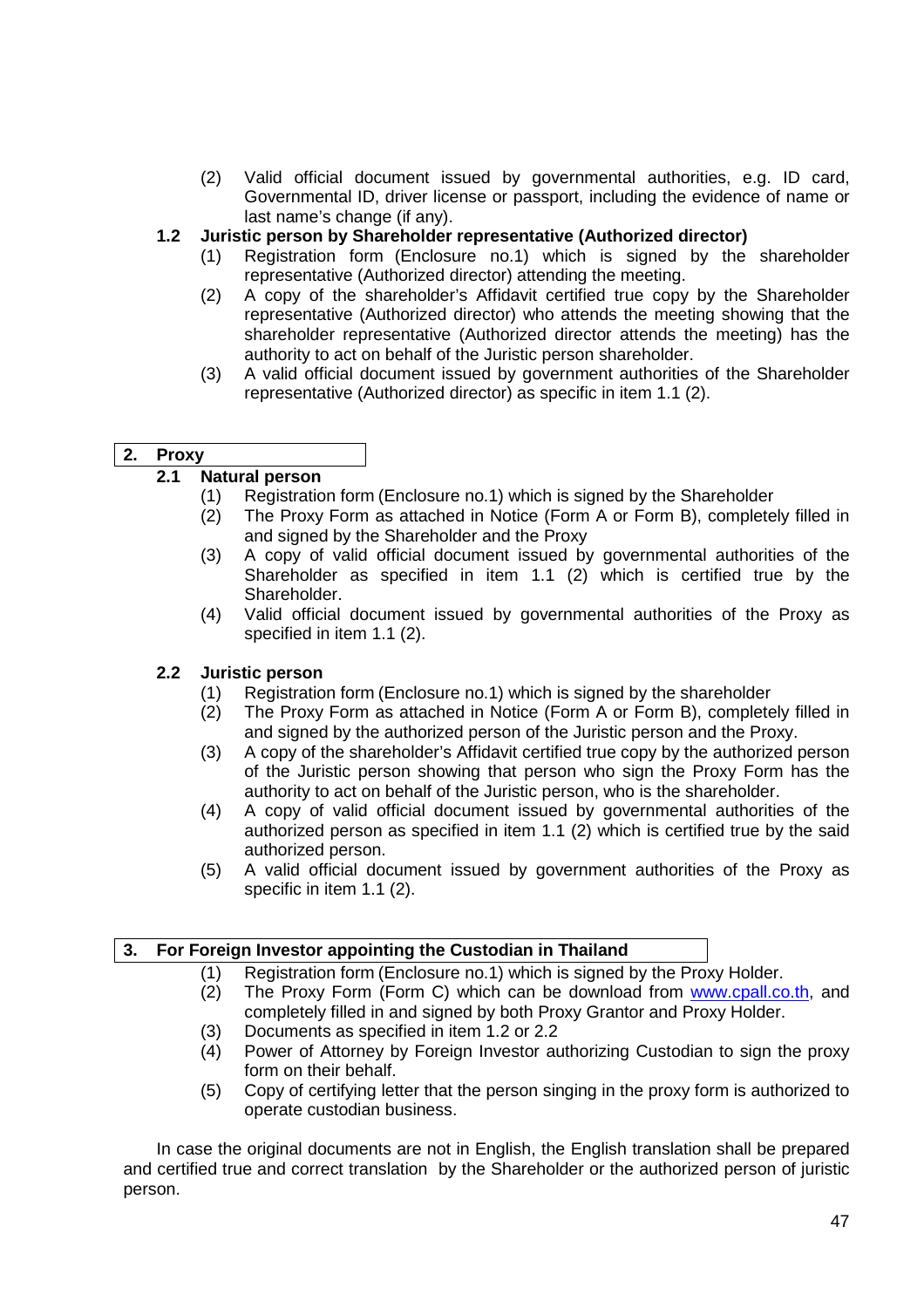(2) Valid official document issued by governmental authorities, e.g. ID card, Governmental ID, driver license or passport, including the evidence of name or last name's change (if any).

**1.2 Juristic person by Shareholder representative (Authorized director)**

(1) Registration form (Enclosure no.1) which is signed by the shareholder representative (Authorized director) attending the meeting.

(2) A copy of the shareholder's Affidavit certified true copy by the Shareholder representative (Authorized director) who attends the meeting showing that the shareholder representative (Authorized director attends the meeting) has the authority to act on behalf of the Juristic person shareholder.

(3) A valid official document issued by government authorities of the Shareholder representative (Authorized director) as specific in item 1.1 (2).

## 2. Proxy

**2.1 Natural person**

(1) Registration form (Enclosure no.1) which is signed by the Shareholder

(2) The Proxy Form as attached in Notice (Form A or Form B), completely filled in and signed by the Shareholder and the Proxy

(3) A copy of valid official document issued by governmental authorities of the Shareholder as specified in item 1.1 (2) which is certified true by the Shareholder.

(4) Valid official document issued by governmental authorities of the Proxy as specified in item 1.1 (2).

**2.2 Juristic person**

(1) Registration form (Enclosure no.1) which is signed by the shareholder

(2) The Proxy Form as attached in Notice (Form A or Form B), completely filled in and signed by the authorized person of the Juristic person and the Proxy.

(3) A copy of the shareholder's Affidavit certified true copy by the authorized person of the Juristic person showing that person who sign the Proxy Form has the authority to act on behalf of the Juristic person, who is the shareholder.

(4) A copy of valid official document issued by governmental authorities of the authorized person as specified in item 1.1 (2) which is certified true by the said authorized person.

(5) A valid official document issued by government authorities of the Proxy as specific in item 1.1 (2).

## 3. For Foreign Investor appointing the Custodian in Thailand

(1) Registration form (Enclosure no.1) which is signed by the Proxy Holder.

(2) The Proxy Form (Form C) which can be download from www.cpall.co.th, and completely filled in and signed by both Proxy Grantor and Proxy Holder.

(3) Documents as specified in item 1.2 or 2.2

(4) Power of Attorney by Foreign Investor authorizing Custodian to sign the proxy form on their behalf.

(5) Copy of certifying letter that the person singing in the proxy form is authorized to operate custodian business.

In case the original documents are not in English, the English translation shall be prepared and certified true and correct translation by the Shareholder or the authorized person of juristic person.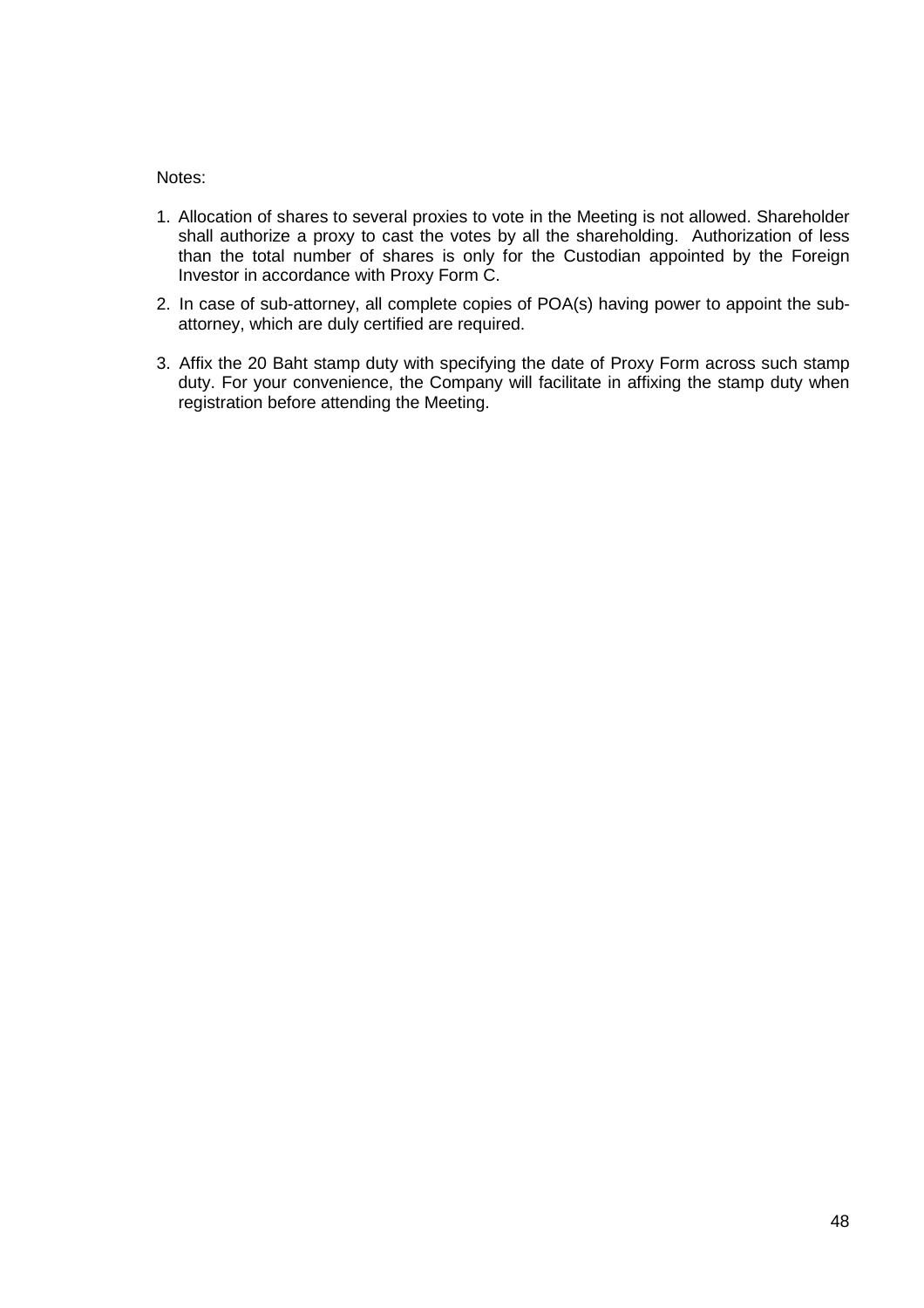Notes:

1. Allocation of shares to several proxies to vote in the Meeting is not allowed. Shareholder shall authorize a proxy to cast the votes by all the shareholding. Authorization of less than the total number of shares is only for the Custodian appointed by the Foreign Investor in accordance with Proxy Form C.
2. In case of sub-attorney, all complete copies of POA(s) having power to appoint the sub-attorney, which are duly certified are required.
3. Affix the 20 Baht stamp duty with specifying the date of Proxy Form across such stamp duty. For your convenience, the Company will facilitate in affixing the stamp duty when registration before attending the Meeting.